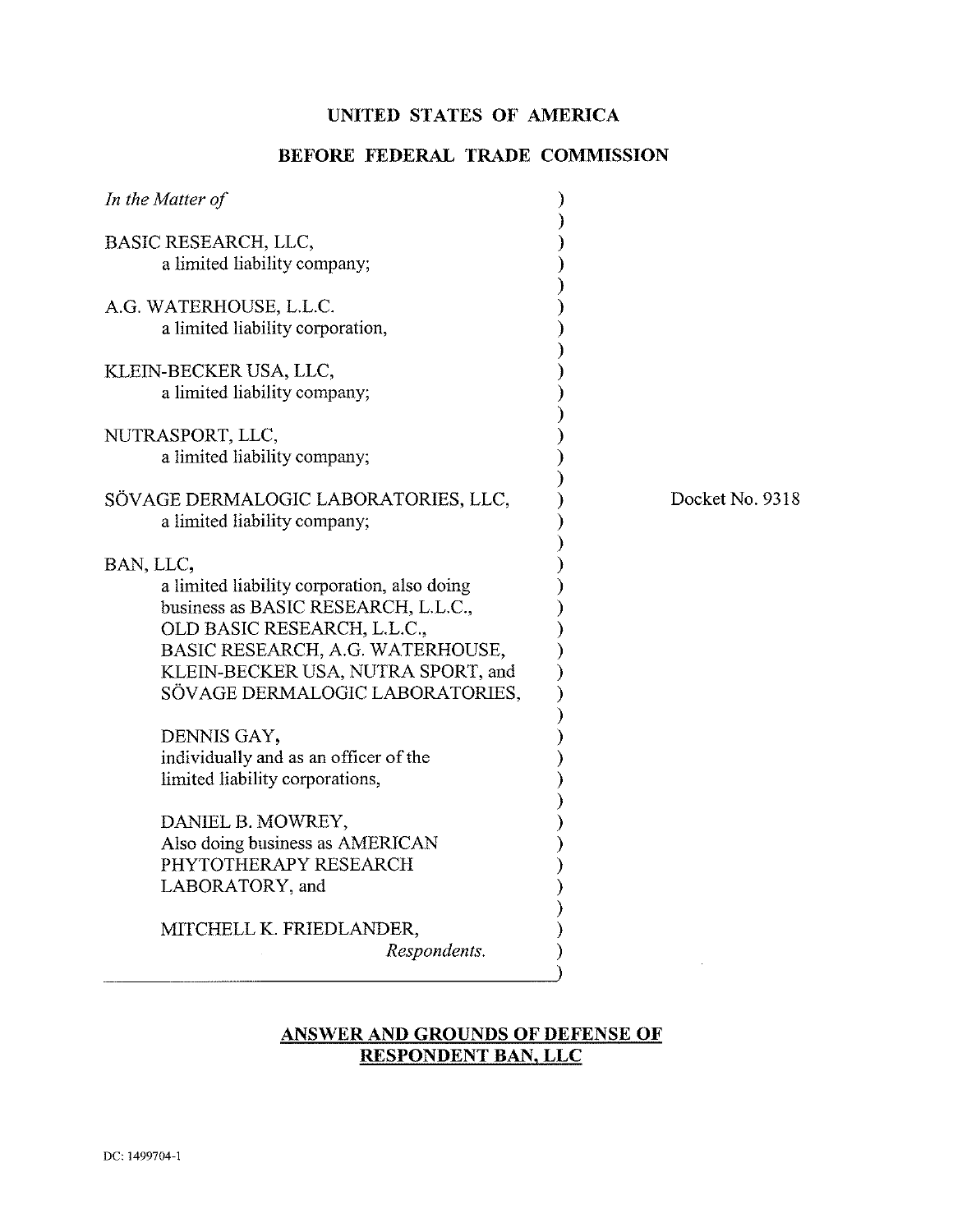**UNITED STATES OF AMERICA**

**BEFORE FEDERAL TRADE COMMISSION**

*In the Matter of*

BASIC RESEARCH, LLC,
a limited liability company;

A.G. WATERHOUSE, L.L.C.
a limited liability corporation,

KLEIN-BECKER USA, LLC,
a limited liability company;

NUTRASPORT, LLC,
a limited liability company;

SÖVAGE DERMALOGIC LABORATORIES, LLC,
a limited liability company;

BAN, LLC,
a limited liability corporation, also doing business as BASIC RESEARCH, L.L.C., OLD BASIC RESEARCH, L.L.C., BASIC RESEARCH, A.G. WATERHOUSE, KLEIN-BECKER USA, NUTRA SPORT, and SÖVAGE DERMALOGIC LABORATORIES,

DENNIS GAY,
individually and as an officer of the limited liability corporations,

DANIEL B. MOWREY,
Also doing business as AMERICAN PHYTOTHERAPY RESEARCH LABORATORY, and

MITCHELL K. FRIEDLANDER,
*Respondents.*

Docket No. 9318

**ANSWER AND GROUNDS OF DEFENSE OF RESPONDENT BAN, LLC**

DC: 1499704-1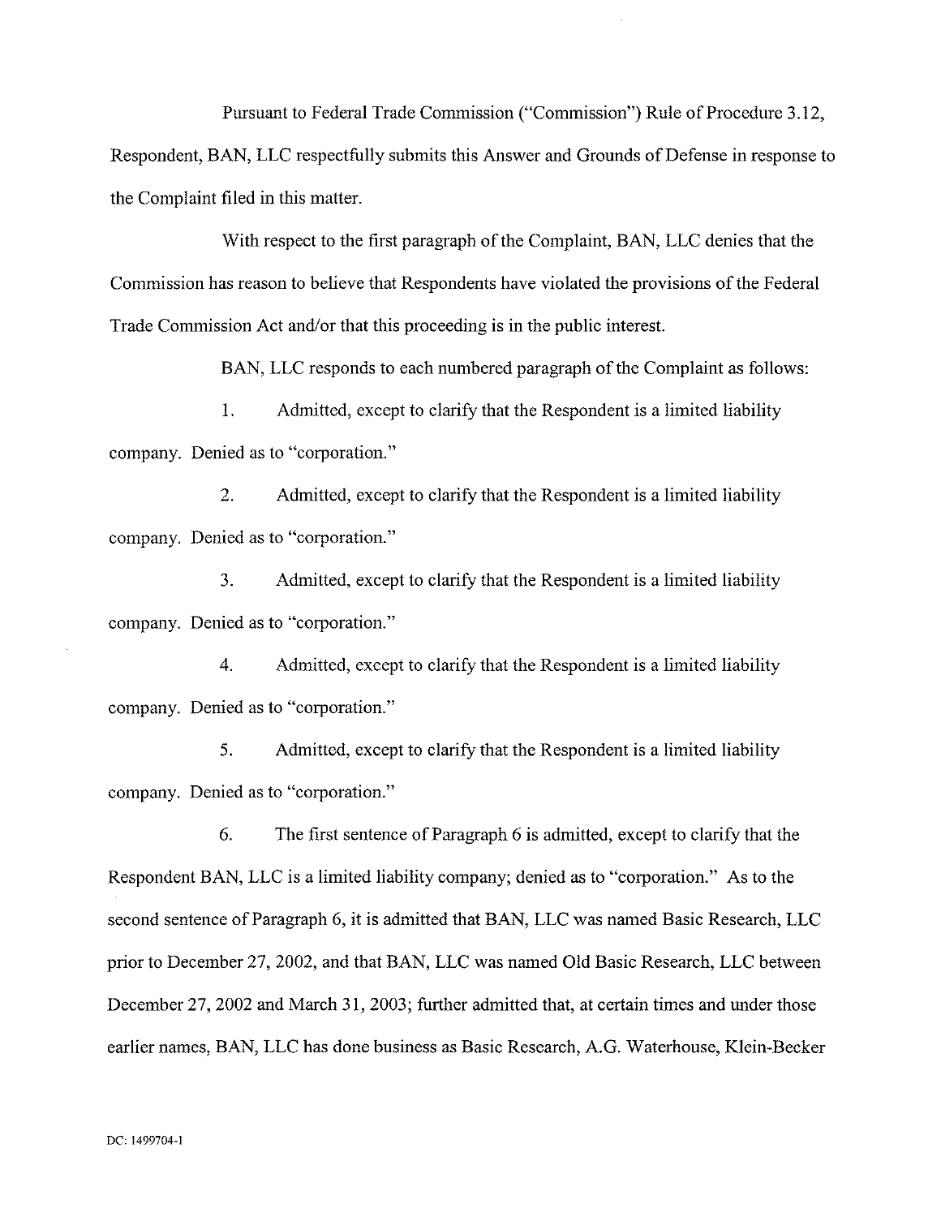Pursuant to Federal Trade Commission ("Commission") Rule of Procedure 3.12, Respondent, BAN, LLC respectfully submits this Answer and Grounds of Defense in response to the Complaint filed in this matter.

With respect to the first paragraph of the Complaint, BAN, LLC denies that the Commission has reason to believe that Respondents have violated the provisions of the Federal Trade Commission Act and/or that this proceeding is in the public interest.

BAN, LLC responds to each numbered paragraph of the Complaint as follows:

1. Admitted, except to clarify that the Respondent is a limited liability company. Denied as to "corporation."

2. Admitted, except to clarify that the Respondent is a limited liability company. Denied as to "corporation."

3. Admitted, except to clarify that the Respondent is a limited liability company. Denied as to "corporation."

4. Admitted, except to clarify that the Respondent is a limited liability company. Denied as to "corporation."

5. Admitted, except to clarify that the Respondent is a limited liability company. Denied as to "corporation."

6. The first sentence of Paragraph 6 is admitted, except to clarify that the Respondent BAN, LLC is a limited liability company; denied as to "corporation." As to the second sentence of Paragraph 6, it is admitted that BAN, LLC was named Basic Research, LLC prior to December 27, 2002, and that BAN, LLC was named Old Basic Research, LLC between December 27, 2002 and March 31, 2003; further admitted that, at certain times and under those earlier names, BAN, LLC has done business as Basic Research, A.G. Waterhouse, Klein-Becker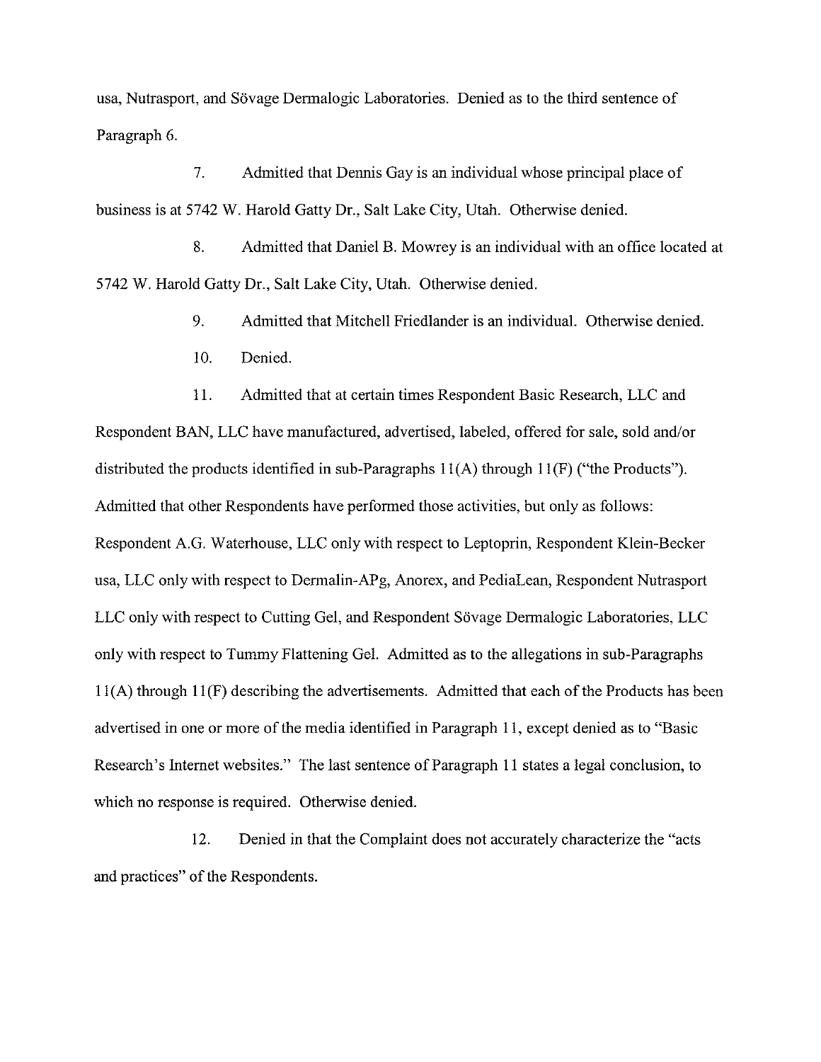usa, Nutrasport, and Sövage Dermalogic Laboratories. Denied as to the third sentence of Paragraph 6.

7. Admitted that Dennis Gay is an individual whose principal place of business is at 5742 W. Harold Gatty Dr., Salt Lake City, Utah. Otherwise denied.

8. Admitted that Daniel B. Mowrey is an individual with an office located at 5742 W. Harold Gatty Dr., Salt Lake City, Utah. Otherwise denied.

9. Admitted that Mitchell Friedlander is an individual. Otherwise denied.

10. Denied.

11. Admitted that at certain times Respondent Basic Research, LLC and Respondent BAN, LLC have manufactured, advertised, labeled, offered for sale, sold and/or distributed the products identified in sub-Paragraphs 11(A) through 11(F) ("the Products"). Admitted that other Respondents have performed those activities, but only as follows: Respondent A.G. Waterhouse, LLC only with respect to Leptoprin, Respondent Klein-Becker usa, LLC only with respect to Dermalin-APg, Anorex, and PediaLean, Respondent Nutrasport LLC only with respect to Cutting Gel, and Respondent Sövage Dermalogic Laboratories, LLC only with respect to Tummy Flattening Gel. Admitted as to the allegations in sub-Paragraphs 11(A) through 11(F) describing the advertisements. Admitted that each of the Products has been advertised in one or more of the media identified in Paragraph 11, except denied as to "Basic Research's Internet websites." The last sentence of Paragraph 11 states a legal conclusion, to which no response is required. Otherwise denied.

12. Denied in that the Complaint does not accurately characterize the "acts and practices" of the Respondents.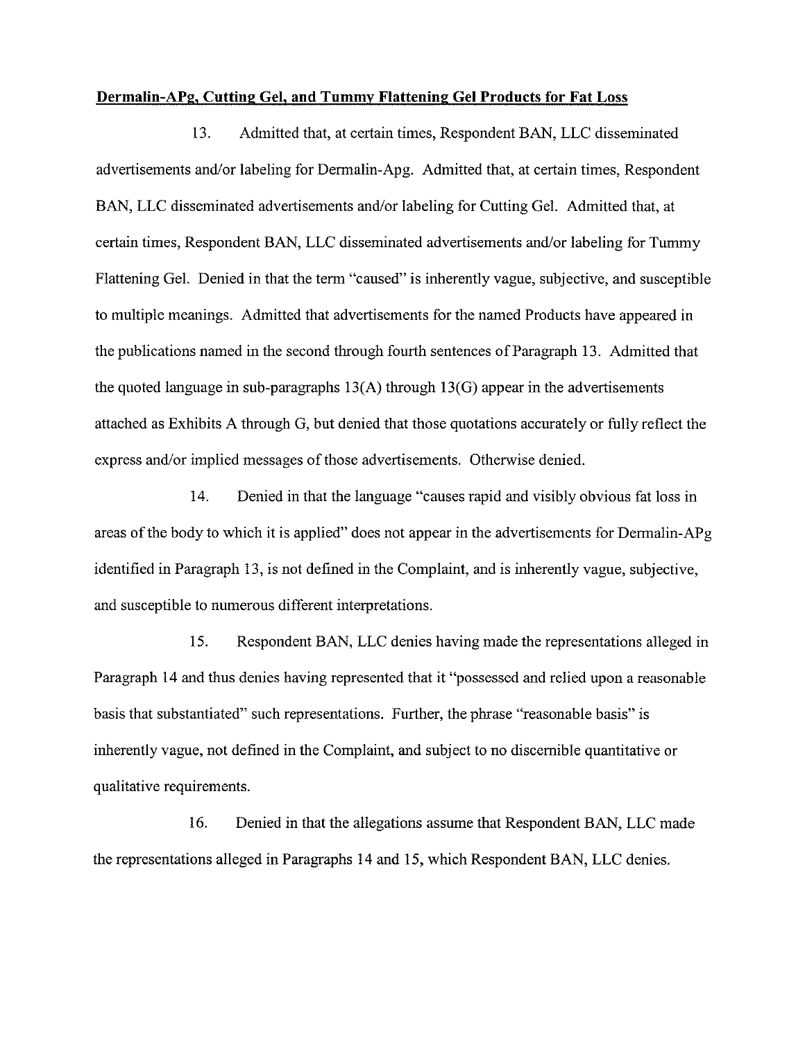**Dermalin-APg, Cutting Gel, and Tummy Flattening Gel Products for Fat Loss**

13. Admitted that, at certain times, Respondent BAN, LLC disseminated advertisements and/or labeling for Dermalin-Apg. Admitted that, at certain times, Respondent BAN, LLC disseminated advertisements and/or labeling for Cutting Gel. Admitted that, at certain times, Respondent BAN, LLC disseminated advertisements and/or labeling for Tummy Flattening Gel. Denied in that the term "caused" is inherently vague, subjective, and susceptible to multiple meanings. Admitted that advertisements for the named Products have appeared in the publications named in the second through fourth sentences of Paragraph 13. Admitted that the quoted language in sub-paragraphs 13(A) through 13(G) appear in the advertisements attached as Exhibits A through G, but denied that those quotations accurately or fully reflect the express and/or implied messages of those advertisements. Otherwise denied.

14. Denied in that the language "causes rapid and visibly obvious fat loss in areas of the body to which it is applied" does not appear in the advertisements for Dermalin-APg identified in Paragraph 13, is not defined in the Complaint, and is inherently vague, subjective, and susceptible to numerous different interpretations.

15. Respondent BAN, LLC denies having made the representations alleged in Paragraph 14 and thus denies having represented that it "possessed and relied upon a reasonable basis that substantiated" such representations. Further, the phrase "reasonable basis" is inherently vague, not defined in the Complaint, and subject to no discernible quantitative or qualitative requirements.

16. Denied in that the allegations assume that Respondent BAN, LLC made the representations alleged in Paragraphs 14 and 15, which Respondent BAN, LLC denies.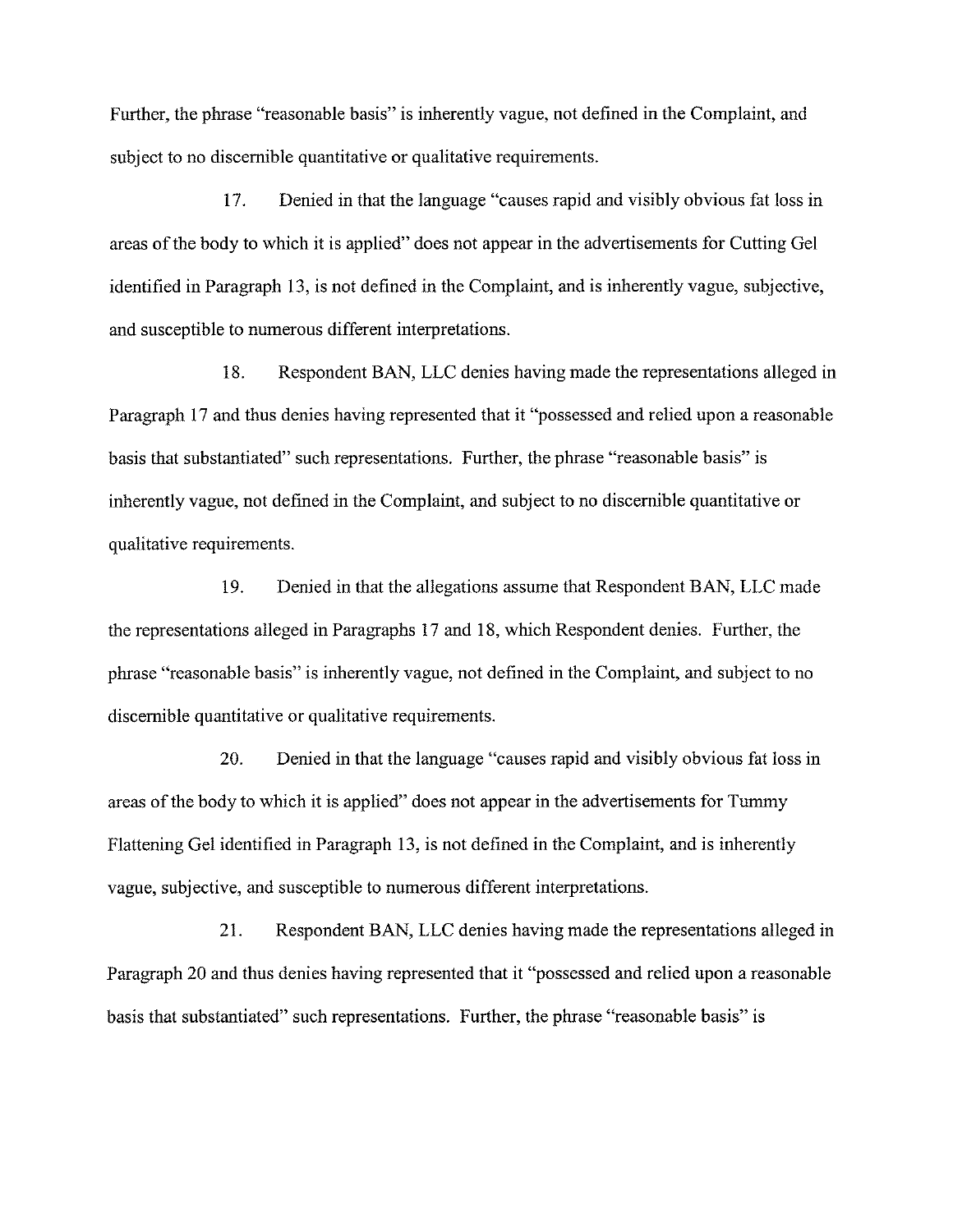Further, the phrase "reasonable basis" is inherently vague, not defined in the Complaint, and subject to no discernible quantitative or qualitative requirements.

17. Denied in that the language "causes rapid and visibly obvious fat loss in areas of the body to which it is applied" does not appear in the advertisements for Cutting Gel identified in Paragraph 13, is not defined in the Complaint, and is inherently vague, subjective, and susceptible to numerous different interpretations.

18. Respondent BAN, LLC denies having made the representations alleged in Paragraph 17 and thus denies having represented that it "possessed and relied upon a reasonable basis that substantiated" such representations. Further, the phrase "reasonable basis" is inherently vague, not defined in the Complaint, and subject to no discernible quantitative or qualitative requirements.

19. Denied in that the allegations assume that Respondent BAN, LLC made the representations alleged in Paragraphs 17 and 18, which Respondent denies. Further, the phrase "reasonable basis" is inherently vague, not defined in the Complaint, and subject to no discernible quantitative or qualitative requirements.

20. Denied in that the language "causes rapid and visibly obvious fat loss in areas of the body to which it is applied" does not appear in the advertisements for Tummy Flattening Gel identified in Paragraph 13, is not defined in the Complaint, and is inherently vague, subjective, and susceptible to numerous different interpretations.

21. Respondent BAN, LLC denies having made the representations alleged in Paragraph 20 and thus denies having represented that it "possessed and relied upon a reasonable basis that substantiated" such representations. Further, the phrase "reasonable basis" is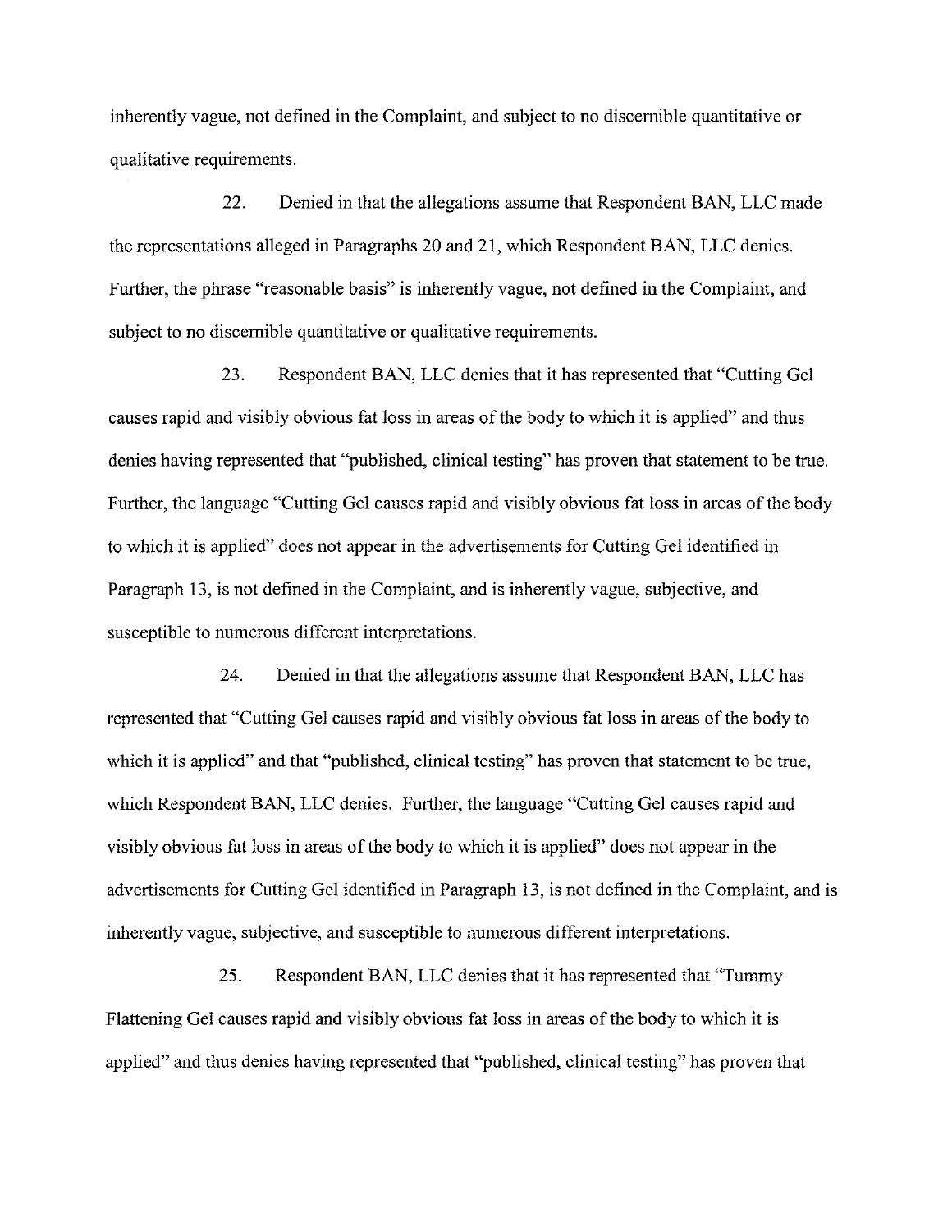inherently vague, not defined in the Complaint, and subject to no discernible quantitative or qualitative requirements.

22. Denied in that the allegations assume that Respondent BAN, LLC made the representations alleged in Paragraphs 20 and 21, which Respondent BAN, LLC denies. Further, the phrase "reasonable basis" is inherently vague, not defined in the Complaint, and subject to no discernible quantitative or qualitative requirements.

23. Respondent BAN, LLC denies that it has represented that "Cutting Gel causes rapid and visibly obvious fat loss in areas of the body to which it is applied" and thus denies having represented that "published, clinical testing" has proven that statement to be true. Further, the language "Cutting Gel causes rapid and visibly obvious fat loss in areas of the body to which it is applied" does not appear in the advertisements for Cutting Gel identified in Paragraph 13, is not defined in the Complaint, and is inherently vague, subjective, and susceptible to numerous different interpretations.

24. Denied in that the allegations assume that Respondent BAN, LLC has represented that "Cutting Gel causes rapid and visibly obvious fat loss in areas of the body to which it is applied" and that "published, clinical testing" has proven that statement to be true, which Respondent BAN, LLC denies. Further, the language "Cutting Gel causes rapid and visibly obvious fat loss in areas of the body to which it is applied" does not appear in the advertisements for Cutting Gel identified in Paragraph 13, is not defined in the Complaint, and is inherently vague, subjective, and susceptible to numerous different interpretations.

25. Respondent BAN, LLC denies that it has represented that "Tummy Flattening Gel causes rapid and visibly obvious fat loss in areas of the body to which it is applied" and thus denies having represented that "published, clinical testing" has proven that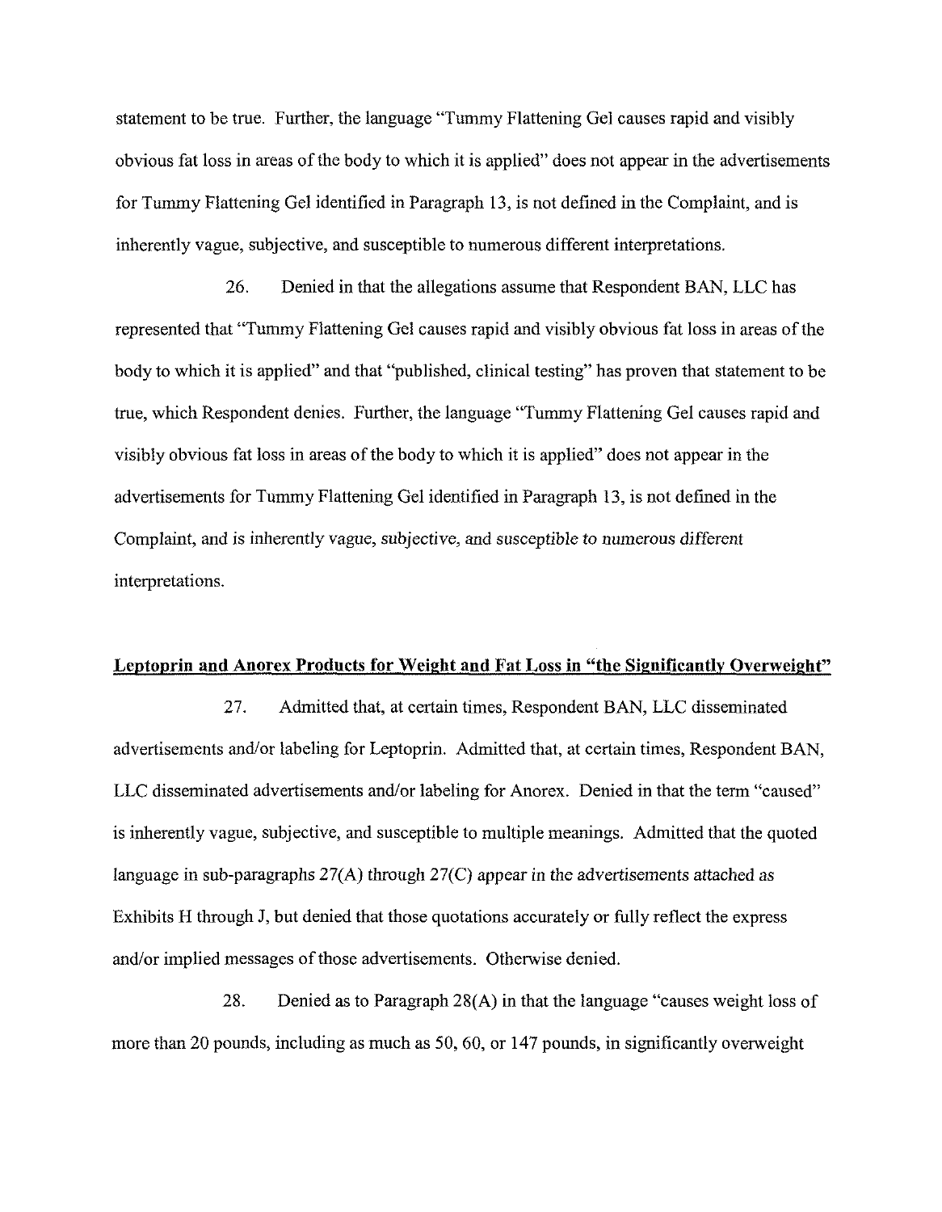statement to be true. Further, the language "Tummy Flattening Gel causes rapid and visibly obvious fat loss in areas of the body to which it is applied" does not appear in the advertisements for Tummy Flattening Gel identified in Paragraph 13, is not defined in the Complaint, and is inherently vague, subjective, and susceptible to numerous different interpretations.

26. Denied in that the allegations assume that Respondent BAN, LLC has represented that "Tummy Flattening Gel causes rapid and visibly obvious fat loss in areas of the body to which it is applied" and that "published, clinical testing" has proven that statement to be true, which Respondent denies. Further, the language "Tummy Flattening Gel causes rapid and visibly obvious fat loss in areas of the body to which it is applied" does not appear in the advertisements for Tummy Flattening Gel identified in Paragraph 13, is not defined in the Complaint, and is inherently vague, subjective, and susceptible to numerous different interpretations.

**Leptoprin and Anorex Products for Weight and Fat Loss in "the Significantly Overweight"**

27. Admitted that, at certain times, Respondent BAN, LLC disseminated advertisements and/or labeling for Leptoprin. Admitted that, at certain times, Respondent BAN, LLC disseminated advertisements and/or labeling for Anorex. Denied in that the term "caused" is inherently vague, subjective, and susceptible to multiple meanings. Admitted that the quoted language in sub-paragraphs 27(A) through 27(C) appear in the advertisements attached as Exhibits H through J, but denied that those quotations accurately or fully reflect the express and/or implied messages of those advertisements. Otherwise denied.

28. Denied as to Paragraph 28(A) in that the language "causes weight loss of more than 20 pounds, including as much as 50, 60, or 147 pounds, in significantly overweight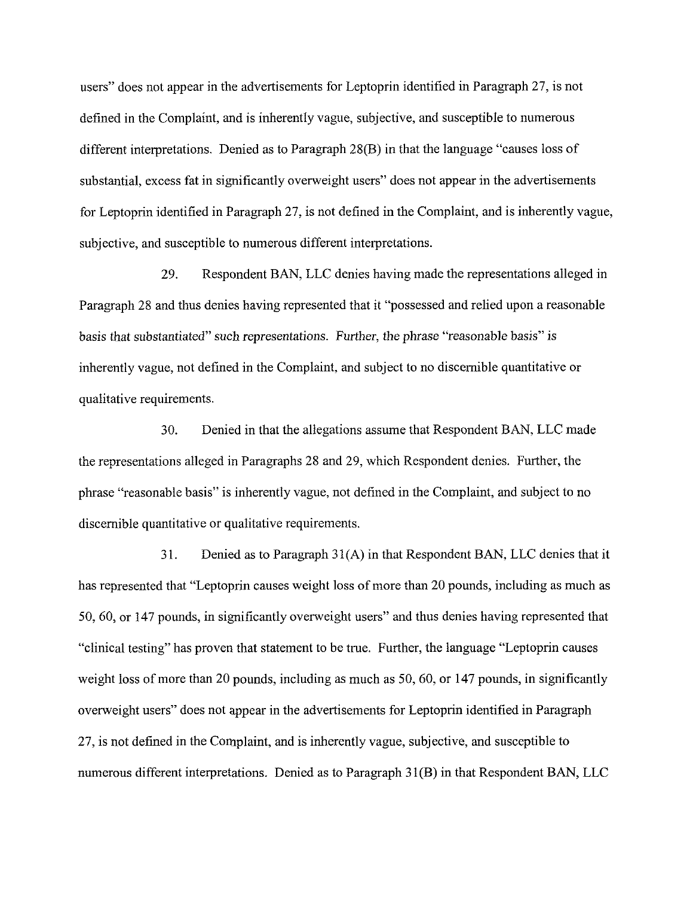users" does not appear in the advertisements for Leptoprin identified in Paragraph 27, is not defined in the Complaint, and is inherently vague, subjective, and susceptible to numerous different interpretations. Denied as to Paragraph 28(B) in that the language "causes loss of substantial, excess fat in significantly overweight users" does not appear in the advertisements for Leptoprin identified in Paragraph 27, is not defined in the Complaint, and is inherently vague, subjective, and susceptible to numerous different interpretations.

29. Respondent BAN, LLC denies having made the representations alleged in Paragraph 28 and thus denies having represented that it "possessed and relied upon a reasonable basis that substantiated" such representations. Further, the phrase "reasonable basis" is inherently vague, not defined in the Complaint, and subject to no discernible quantitative or qualitative requirements.

30. Denied in that the allegations assume that Respondent BAN, LLC made the representations alleged in Paragraphs 28 and 29, which Respondent denies. Further, the phrase "reasonable basis" is inherently vague, not defined in the Complaint, and subject to no discernible quantitative or qualitative requirements.

31. Denied as to Paragraph 31(A) in that Respondent BAN, LLC denies that it has represented that "Leptoprin causes weight loss of more than 20 pounds, including as much as 50, 60, or 147 pounds, in significantly overweight users" and thus denies having represented that "clinical testing" has proven that statement to be true. Further, the language "Leptoprin causes weight loss of more than 20 pounds, including as much as 50, 60, or 147 pounds, in significantly overweight users" does not appear in the advertisements for Leptoprin identified in Paragraph 27, is not defined in the Complaint, and is inherently vague, subjective, and susceptible to numerous different interpretations. Denied as to Paragraph 31(B) in that Respondent BAN, LLC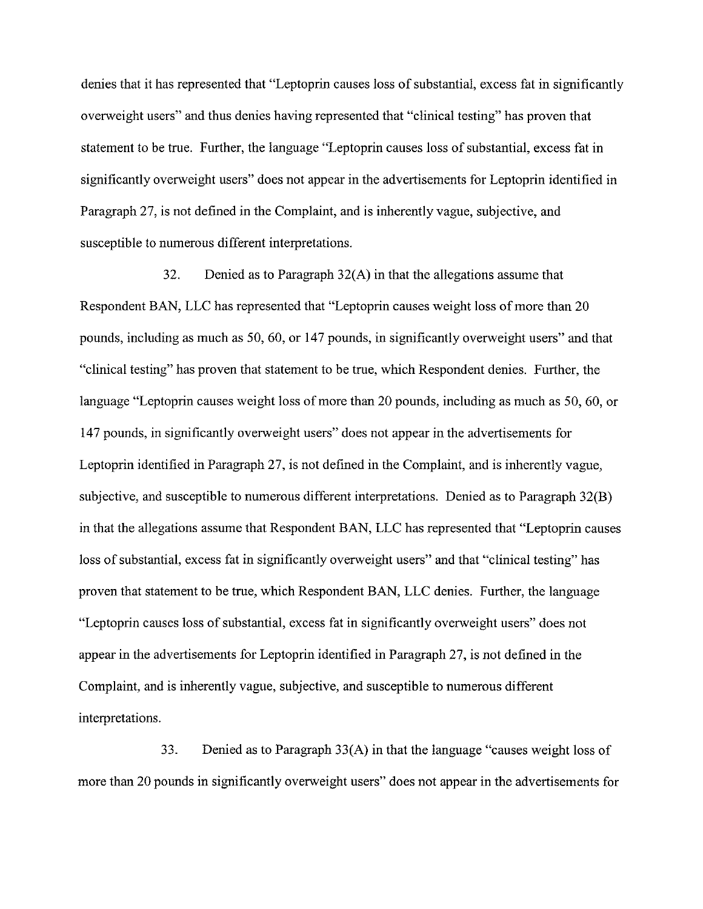denies that it has represented that "Leptoprin causes loss of substantial, excess fat in significantly overweight users" and thus denies having represented that "clinical testing" has proven that statement to be true. Further, the language "Leptoprin causes loss of substantial, excess fat in significantly overweight users" does not appear in the advertisements for Leptoprin identified in Paragraph 27, is not defined in the Complaint, and is inherently vague, subjective, and susceptible to numerous different interpretations.

32. Denied as to Paragraph 32(A) in that the allegations assume that Respondent BAN, LLC has represented that "Leptoprin causes weight loss of more than 20 pounds, including as much as 50, 60, or 147 pounds, in significantly overweight users" and that "clinical testing" has proven that statement to be true, which Respondent denies. Further, the language "Leptoprin causes weight loss of more than 20 pounds, including as much as 50, 60, or 147 pounds, in significantly overweight users" does not appear in the advertisements for Leptoprin identified in Paragraph 27, is not defined in the Complaint, and is inherently vague, subjective, and susceptible to numerous different interpretations. Denied as to Paragraph 32(B) in that the allegations assume that Respondent BAN, LLC has represented that "Leptoprin causes loss of substantial, excess fat in significantly overweight users" and that "clinical testing" has proven that statement to be true, which Respondent BAN, LLC denies. Further, the language "Leptoprin causes loss of substantial, excess fat in significantly overweight users" does not appear in the advertisements for Leptoprin identified in Paragraph 27, is not defined in the Complaint, and is inherently vague, subjective, and susceptible to numerous different interpretations.

33. Denied as to Paragraph 33(A) in that the language "causes weight loss of more than 20 pounds in significantly overweight users" does not appear in the advertisements for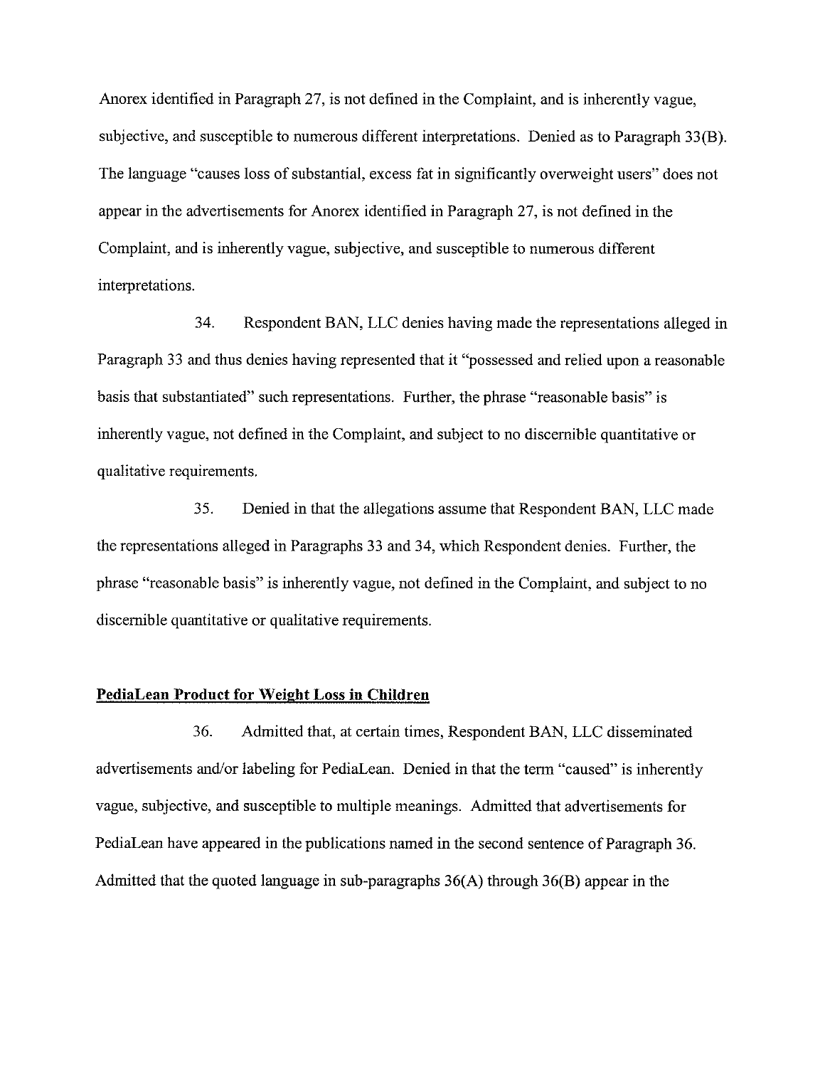Anorex identified in Paragraph 27, is not defined in the Complaint, and is inherently vague, subjective, and susceptible to numerous different interpretations. Denied as to Paragraph 33(B). The language "causes loss of substantial, excess fat in significantly overweight users" does not appear in the advertisements for Anorex identified in Paragraph 27, is not defined in the Complaint, and is inherently vague, subjective, and susceptible to numerous different interpretations.

34. Respondent BAN, LLC denies having made the representations alleged in Paragraph 33 and thus denies having represented that it "possessed and relied upon a reasonable basis that substantiated" such representations. Further, the phrase "reasonable basis" is inherently vague, not defined in the Complaint, and subject to no discernible quantitative or qualitative requirements.

35. Denied in that the allegations assume that Respondent BAN, LLC made the representations alleged in Paragraphs 33 and 34, which Respondent denies. Further, the phrase "reasonable basis" is inherently vague, not defined in the Complaint, and subject to no discernible quantitative or qualitative requirements.

**PediaLean Product for Weight Loss in Children**

36. Admitted that, at certain times, Respondent BAN, LLC disseminated advertisements and/or labeling for PediaLean. Denied in that the term "caused" is inherently vague, subjective, and susceptible to multiple meanings. Admitted that advertisements for PediaLean have appeared in the publications named in the second sentence of Paragraph 36. Admitted that the quoted language in sub-paragraphs 36(A) through 36(B) appear in the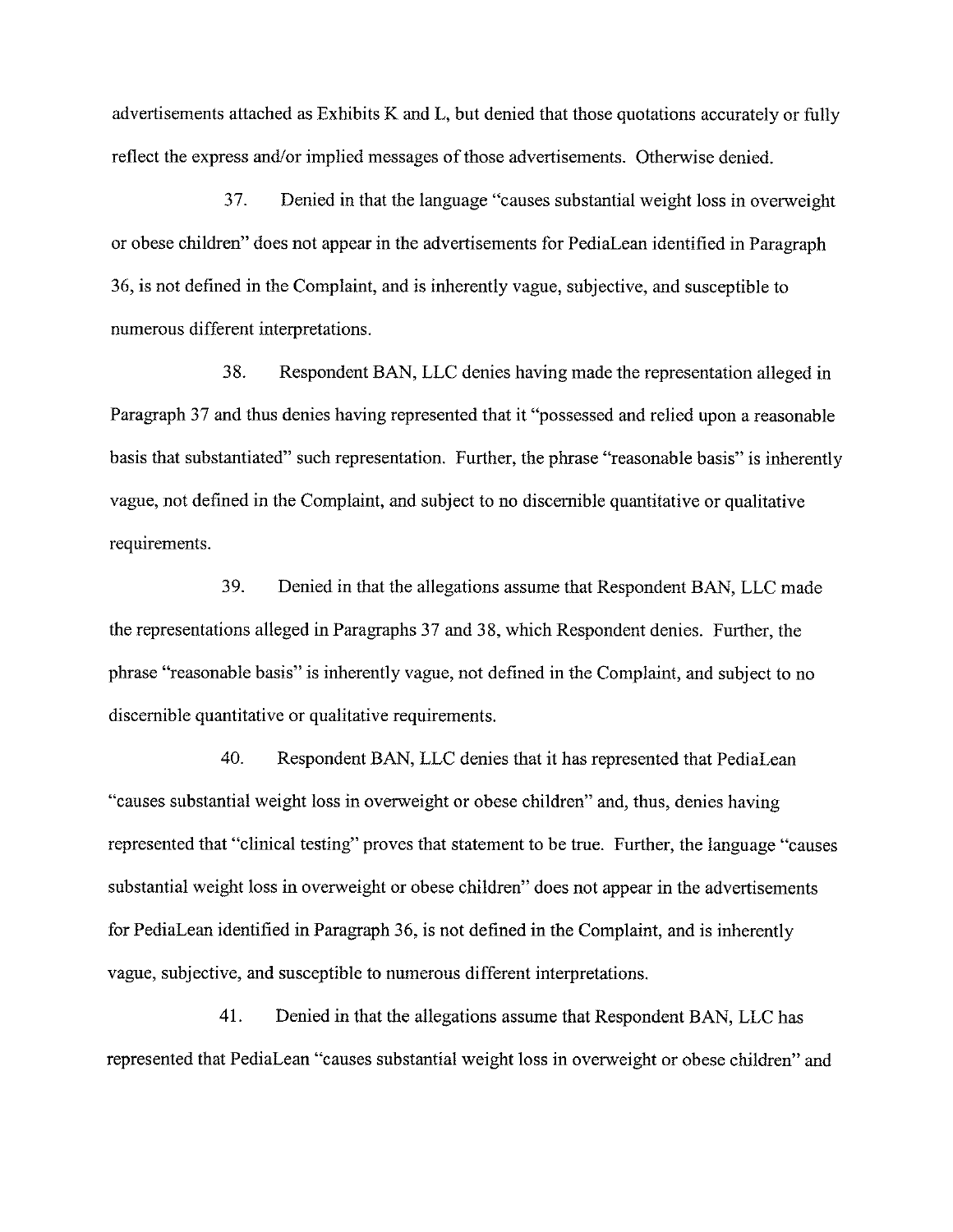advertisements attached as Exhibits K and L, but denied that those quotations accurately or fully reflect the express and/or implied messages of those advertisements. Otherwise denied.

37. Denied in that the language "causes substantial weight loss in overweight or obese children" does not appear in the advertisements for PediaLean identified in Paragraph 36, is not defined in the Complaint, and is inherently vague, subjective, and susceptible to numerous different interpretations.

38. Respondent BAN, LLC denies having made the representation alleged in Paragraph 37 and thus denies having represented that it "possessed and relied upon a reasonable basis that substantiated" such representation. Further, the phrase "reasonable basis" is inherently vague, not defined in the Complaint, and subject to no discernible quantitative or qualitative requirements.

39. Denied in that the allegations assume that Respondent BAN, LLC made the representations alleged in Paragraphs 37 and 38, which Respondent denies. Further, the phrase "reasonable basis" is inherently vague, not defined in the Complaint, and subject to no discernible quantitative or qualitative requirements.

40. Respondent BAN, LLC denies that it has represented that PediaLean "causes substantial weight loss in overweight or obese children" and, thus, denies having represented that "clinical testing" proves that statement to be true. Further, the language "causes substantial weight loss in overweight or obese children" does not appear in the advertisements for PediaLean identified in Paragraph 36, is not defined in the Complaint, and is inherently vague, subjective, and susceptible to numerous different interpretations.

41. Denied in that the allegations assume that Respondent BAN, LLC has represented that PediaLean "causes substantial weight loss in overweight or obese children" and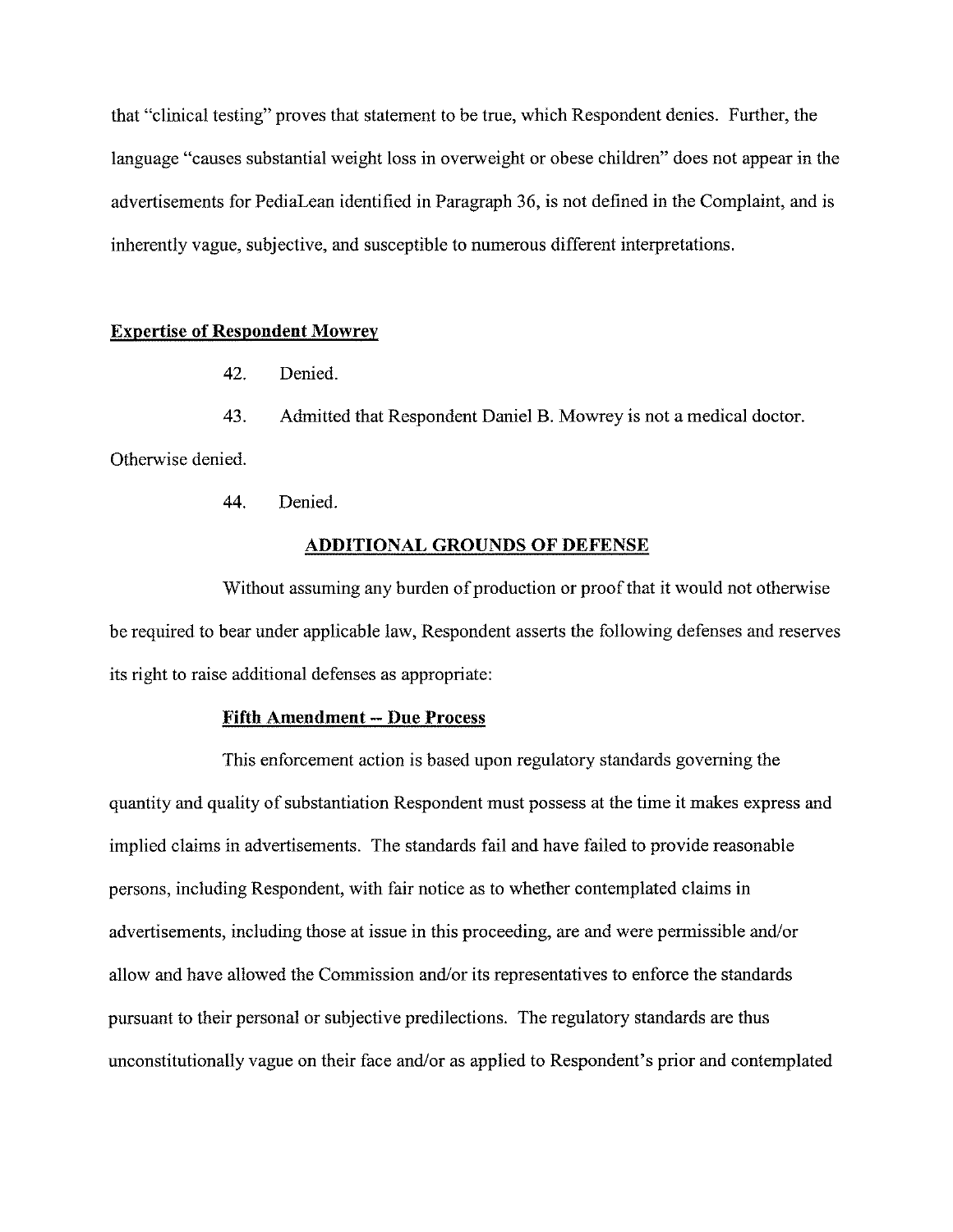that "clinical testing" proves that statement to be true, which Respondent denies. Further, the language "causes substantial weight loss in overweight or obese children" does not appear in the advertisements for PediaLean identified in Paragraph 36, is not defined in the Complaint, and is inherently vague, subjective, and susceptible to numerous different interpretations.

**Expertise of Respondent Mowrey**

42. Denied.

43. Admitted that Respondent Daniel B. Mowrey is not a medical doctor. Otherwise denied.

44. Denied.

## ADDITIONAL GROUNDS OF DEFENSE

Without assuming any burden of production or proof that it would not otherwise be required to bear under applicable law, Respondent asserts the following defenses and reserves its right to raise additional defenses as appropriate:

**Fifth Amendment -- Due Process**

This enforcement action is based upon regulatory standards governing the quantity and quality of substantiation Respondent must possess at the time it makes express and implied claims in advertisements. The standards fail and have failed to provide reasonable persons, including Respondent, with fair notice as to whether contemplated claims in advertisements, including those at issue in this proceeding, are and were permissible and/or allow and have allowed the Commission and/or its representatives to enforce the standards pursuant to their personal or subjective predilections. The regulatory standards are thus unconstitutionally vague on their face and/or as applied to Respondent's prior and contemplated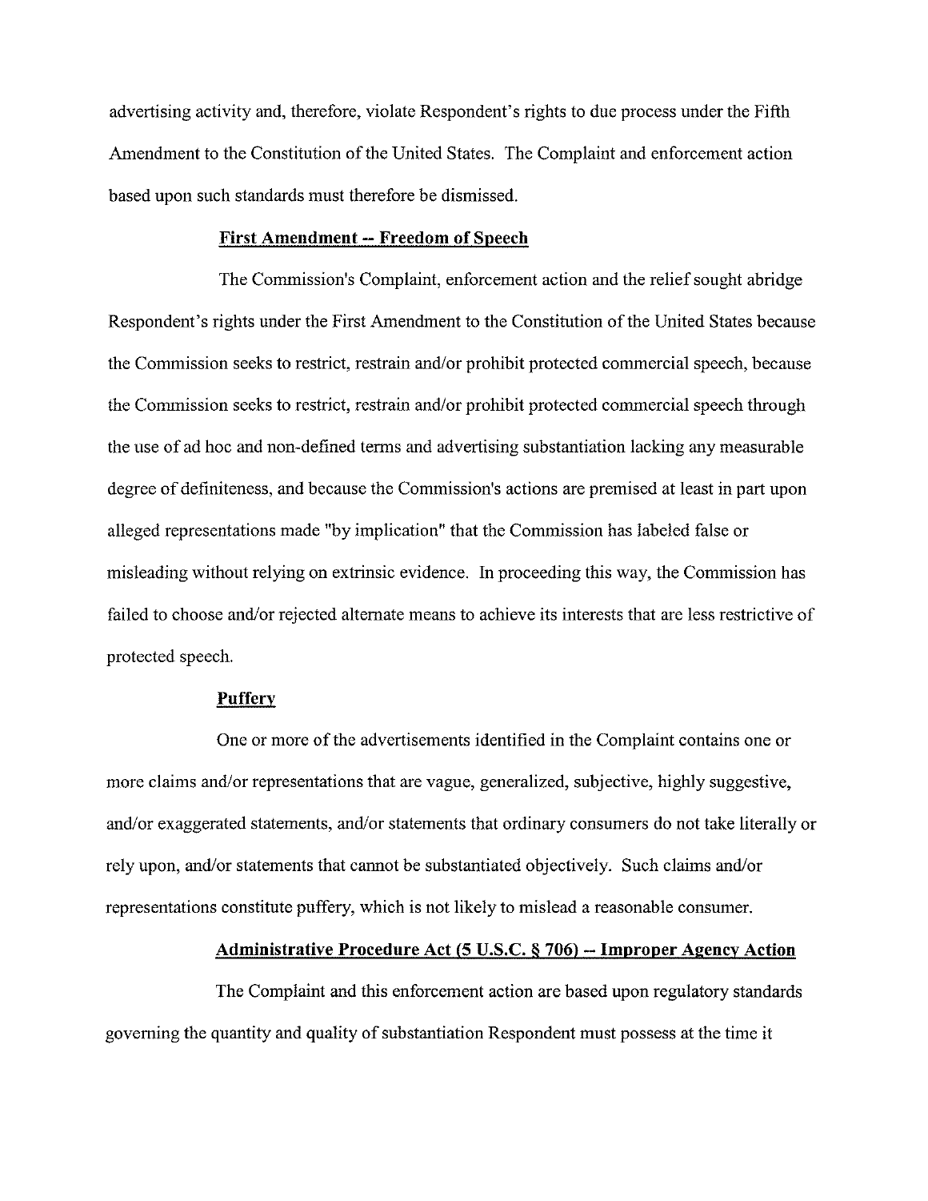advertising activity and, therefore, violate Respondent's rights to due process under the Fifth Amendment to the Constitution of the United States. The Complaint and enforcement action based upon such standards must therefore be dismissed.

**First Amendment -- Freedom of Speech**

The Commission's Complaint, enforcement action and the relief sought abridge Respondent's rights under the First Amendment to the Constitution of the United States because the Commission seeks to restrict, restrain and/or prohibit protected commercial speech, because the Commission seeks to restrict, restrain and/or prohibit protected commercial speech through the use of ad hoc and non-defined terms and advertising substantiation lacking any measurable degree of definiteness, and because the Commission's actions are premised at least in part upon alleged representations made "by implication" that the Commission has labeled false or misleading without relying on extrinsic evidence. In proceeding this way, the Commission has failed to choose and/or rejected alternate means to achieve its interests that are less restrictive of protected speech.

**Puffery**

One or more of the advertisements identified in the Complaint contains one or more claims and/or representations that are vague, generalized, subjective, highly suggestive, and/or exaggerated statements, and/or statements that ordinary consumers do not take literally or rely upon, and/or statements that cannot be substantiated objectively. Such claims and/or representations constitute puffery, which is not likely to mislead a reasonable consumer.

**Administrative Procedure Act (5 U.S.C. § 706) -- Improper Agency Action**

The Complaint and this enforcement action are based upon regulatory standards governing the quantity and quality of substantiation Respondent must possess at the time it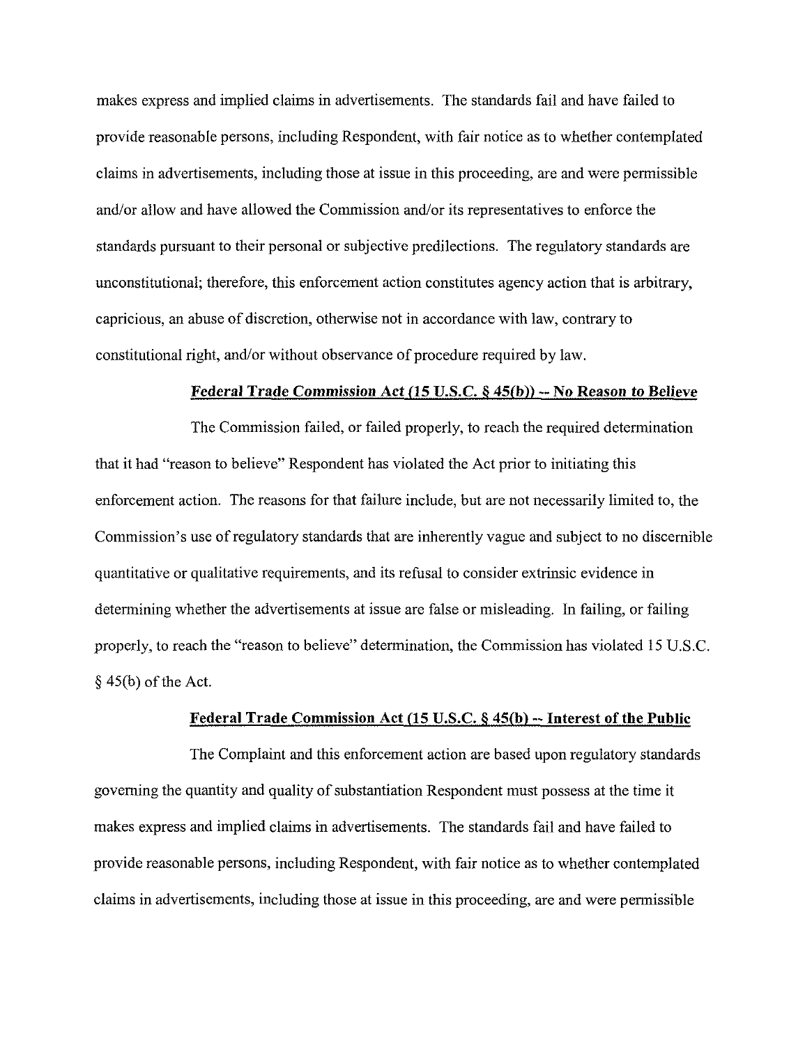makes express and implied claims in advertisements. The standards fail and have failed to provide reasonable persons, including Respondent, with fair notice as to whether contemplated claims in advertisements, including those at issue in this proceeding, are and were permissible and/or allow and have allowed the Commission and/or its representatives to enforce the standards pursuant to their personal or subjective predilections. The regulatory standards are unconstitutional; therefore, this enforcement action constitutes agency action that is arbitrary, capricious, an abuse of discretion, otherwise not in accordance with law, contrary to constitutional right, and/or without observance of procedure required by law.

**Federal Trade Commission Act (15 U.S.C. § 45(b)) -- No Reason to Believe**

The Commission failed, or failed properly, to reach the required determination that it had "reason to believe" Respondent has violated the Act prior to initiating this enforcement action. The reasons for that failure include, but are not necessarily limited to, the Commission's use of regulatory standards that are inherently vague and subject to no discernible quantitative or qualitative requirements, and its refusal to consider extrinsic evidence in determining whether the advertisements at issue are false or misleading. In failing, or failing properly, to reach the "reason to believe" determination, the Commission has violated 15 U.S.C. § 45(b) of the Act.

**Federal Trade Commission Act (15 U.S.C. § 45(b) -- Interest of the Public**

The Complaint and this enforcement action are based upon regulatory standards governing the quantity and quality of substantiation Respondent must possess at the time it makes express and implied claims in advertisements. The standards fail and have failed to provide reasonable persons, including Respondent, with fair notice as to whether contemplated claims in advertisements, including those at issue in this proceeding, are and were permissible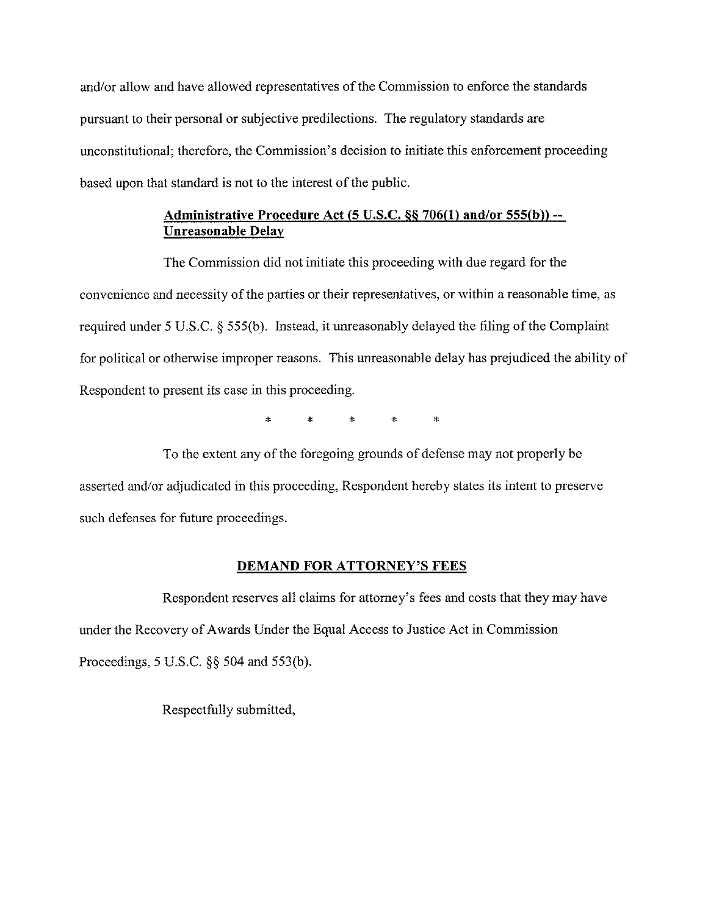and/or allow and have allowed representatives of the Commission to enforce the standards pursuant to their personal or subjective predilections. The regulatory standards are unconstitutional; therefore, the Commission's decision to initiate this enforcement proceeding based upon that standard is not to the interest of the public.

**Administrative Procedure Act (5 U.S.C. §§ 706(1) and/or 555(b)) -- Unreasonable Delay**

The Commission did not initiate this proceeding with due regard for the convenience and necessity of the parties or their representatives, or within a reasonable time, as required under 5 U.S.C. § 555(b). Instead, it unreasonably delayed the filing of the Complaint for political or otherwise improper reasons. This unreasonable delay has prejudiced the ability of Respondent to present its case in this proceeding.

\* \* \* \* \*

To the extent any of the foregoing grounds of defense may not properly be asserted and/or adjudicated in this proceeding, Respondent hereby states its intent to preserve such defenses for future proceedings.

**DEMAND FOR ATTORNEY'S FEES**

Respondent reserves all claims for attorney's fees and costs that they may have under the Recovery of Awards Under the Equal Access to Justice Act in Commission Proceedings, 5 U.S.C. §§ 504 and 553(b).

Respectfully submitted,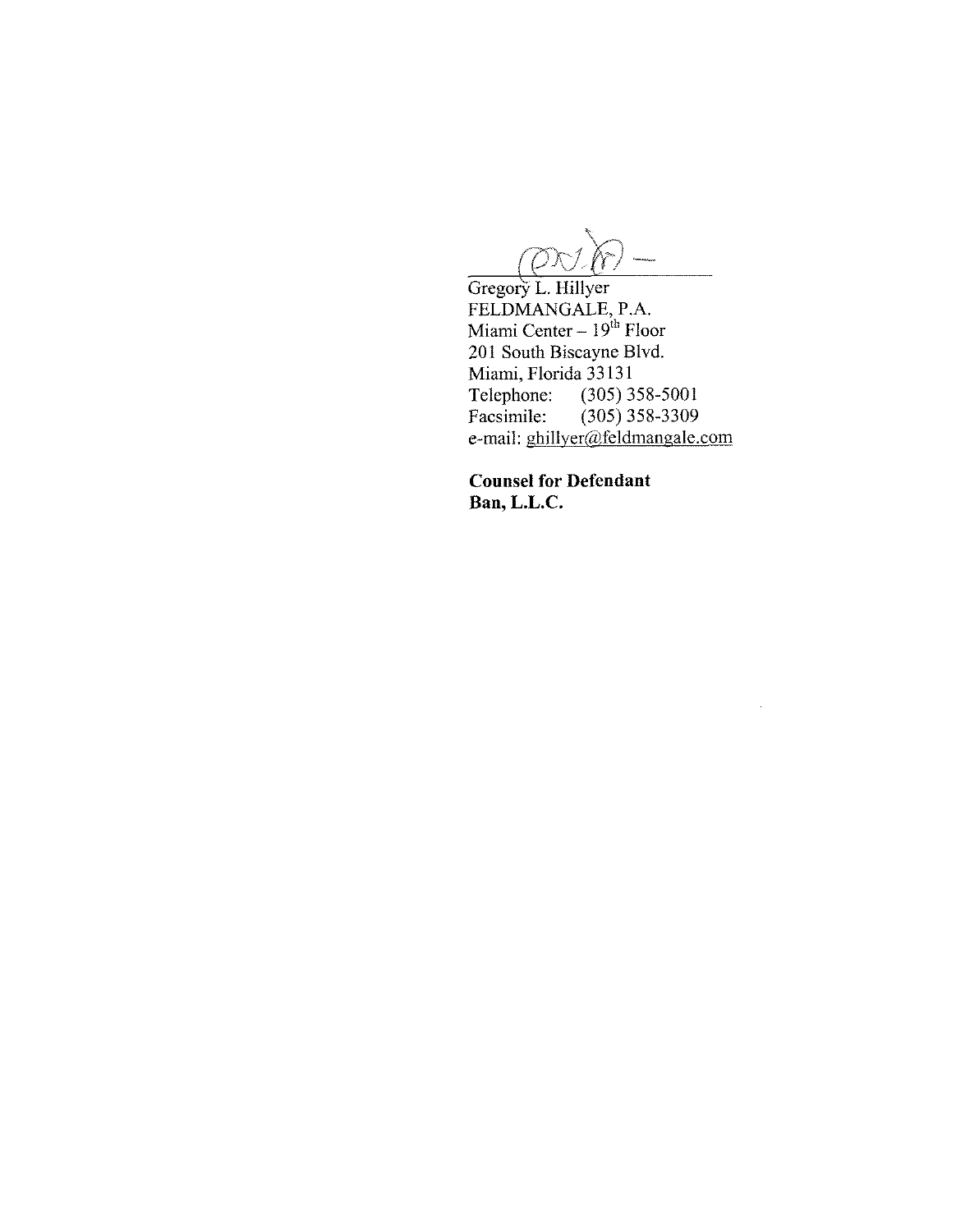Gregory L. Hillyer
FELDMANGALE, P.A.
Miami Center – 19th Floor
201 South Biscayne Blvd.
Miami, Florida 33131
Telephone: (305) 358-5001
Facsimile: (305) 358-3309
e-mail: ghillyer@feldmangale.com

**Counsel for Defendant**
**Ban, L.L.C.**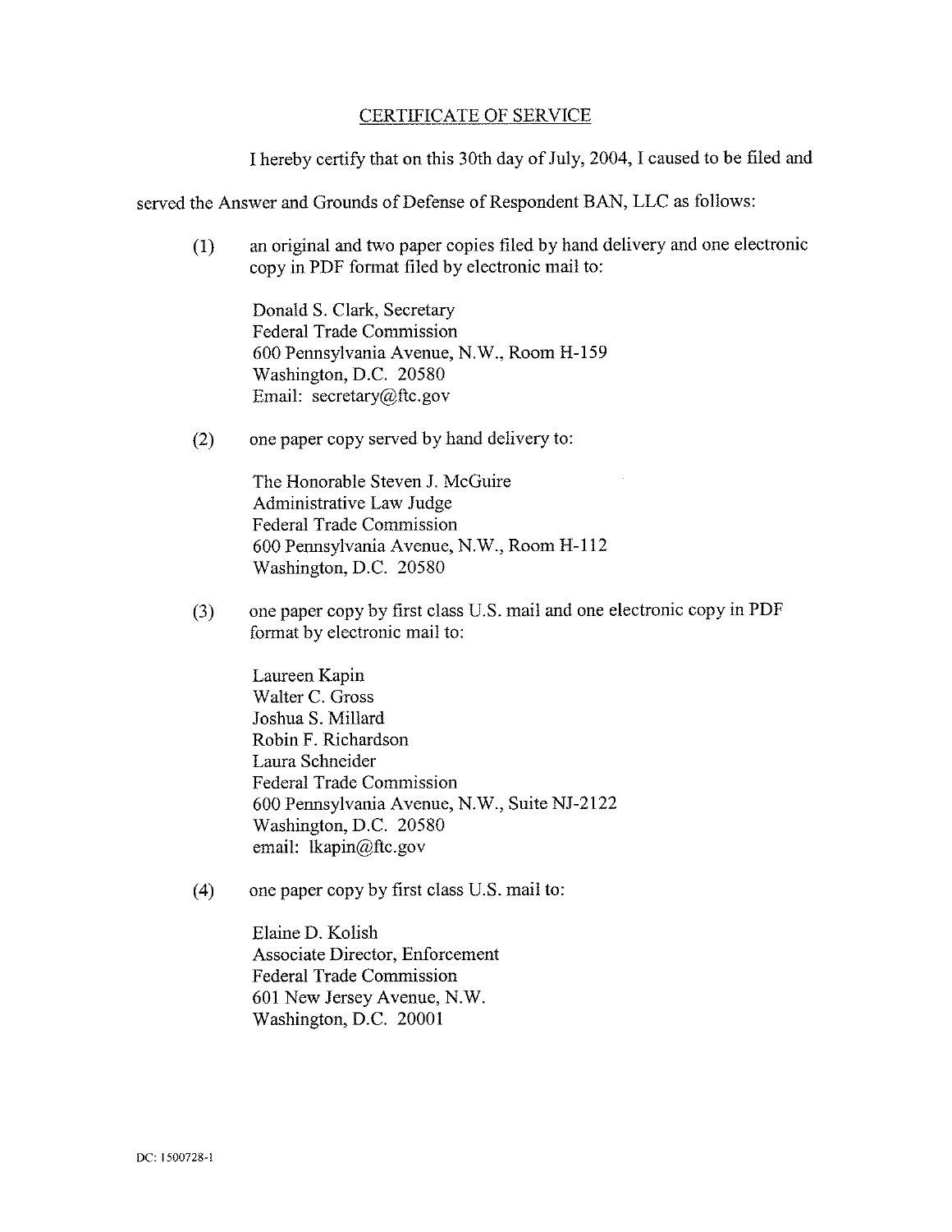## CERTIFICATE OF SERVICE

I hereby certify that on this 30th day of July, 2004, I caused to be filed and served the Answer and Grounds of Defense of Respondent BAN, LLC as follows:

(1) an original and two paper copies filed by hand delivery and one electronic copy in PDF format filed by electronic mail to:

Donald S. Clark, Secretary
Federal Trade Commission
600 Pennsylvania Avenue, N.W., Room H-159
Washington, D.C. 20580
Email: secretary@ftc.gov

(2) one paper copy served by hand delivery to:

The Honorable Steven J. McGuire
Administrative Law Judge
Federal Trade Commission
600 Pennsylvania Avenue, N.W., Room H-112
Washington, D.C. 20580

(3) one paper copy by first class U.S. mail and one electronic copy in PDF format by electronic mail to:

Laureen Kapin
Walter C. Gross
Joshua S. Millard
Robin F. Richardson
Laura Schneider
Federal Trade Commission
600 Pennsylvania Avenue, N.W., Suite NJ-2122
Washington, D.C. 20580
email: lkapin@ftc.gov

(4) one paper copy by first class U.S. mail to:

Elaine D. Kolish
Associate Director, Enforcement
Federal Trade Commission
601 New Jersey Avenue, N.W.
Washington, D.C. 20001

DC: 1500728-1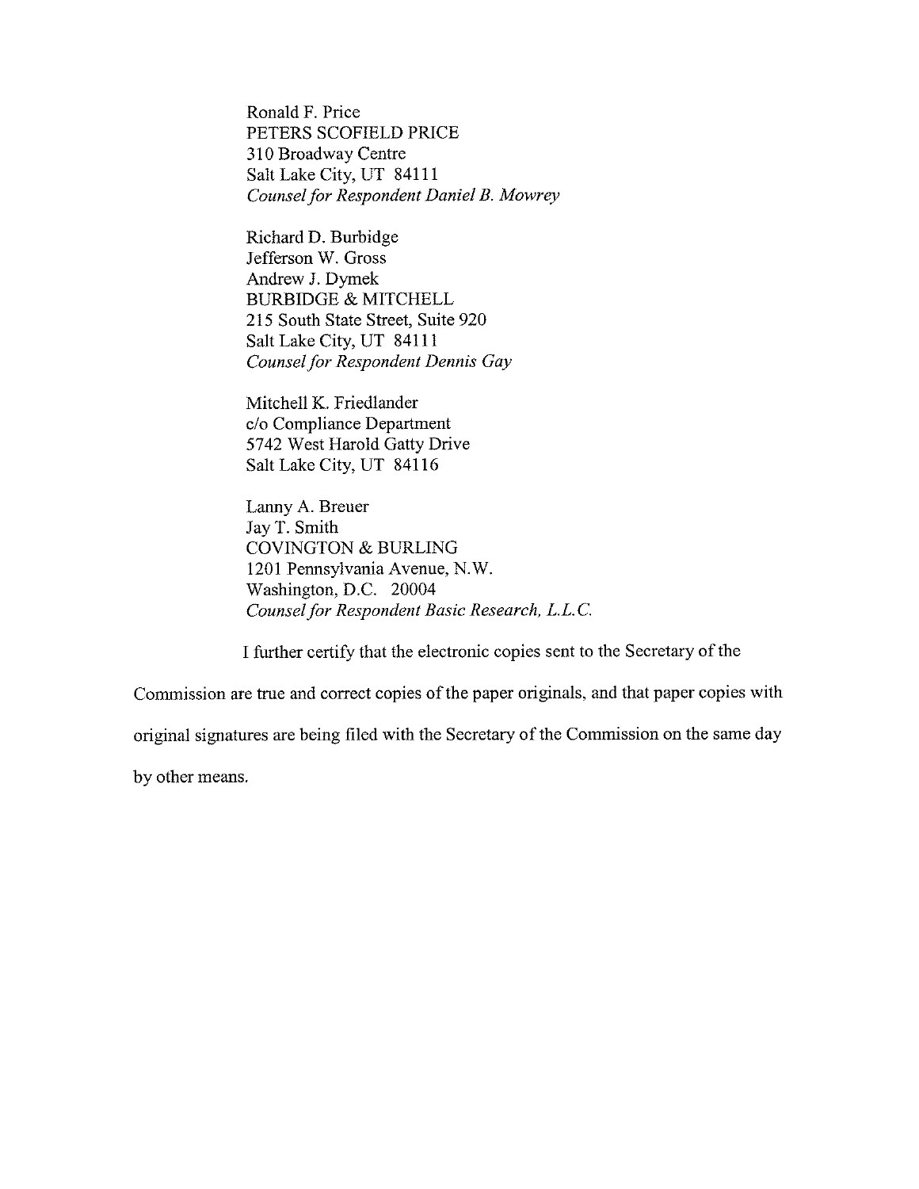Ronald F. Price
PETERS SCOFIELD PRICE
310 Broadway Centre
Salt Lake City, UT 84111
*Counsel for Respondent Daniel B. Mowrey*

Richard D. Burbidge
Jefferson W. Gross
Andrew J. Dymek
BURBIDGE & MITCHELL
215 South State Street, Suite 920
Salt Lake City, UT 84111
*Counsel for Respondent Dennis Gay*

Mitchell K. Friedlander
c/o Compliance Department
5742 West Harold Gatty Drive
Salt Lake City, UT 84116

Lanny A. Breuer
Jay T. Smith
COVINGTON & BURLING
1201 Pennsylvania Avenue, N.W.
Washington, D.C. 20004
*Counsel for Respondent Basic Research, L.L.C.*

I further certify that the electronic copies sent to the Secretary of the Commission are true and correct copies of the paper originals, and that paper copies with original signatures are being filed with the Secretary of the Commission on the same day by other means.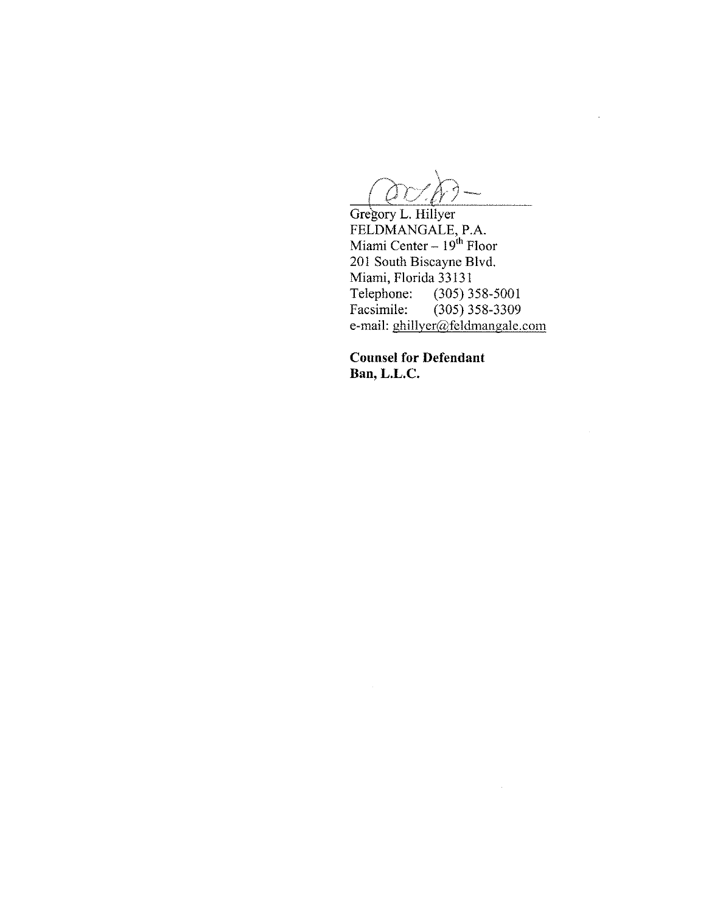Gregory L. Hillyer
FELDMANGALE, P.A.
Miami Center – 19th Floor
201 South Biscayne Blvd.
Miami, Florida 33131
Telephone: (305) 358-5001
Facsimile: (305) 358-3309
e-mail: ghillyer@feldmangale.com

**Counsel for Defendant**
**Ban, L.L.C.**